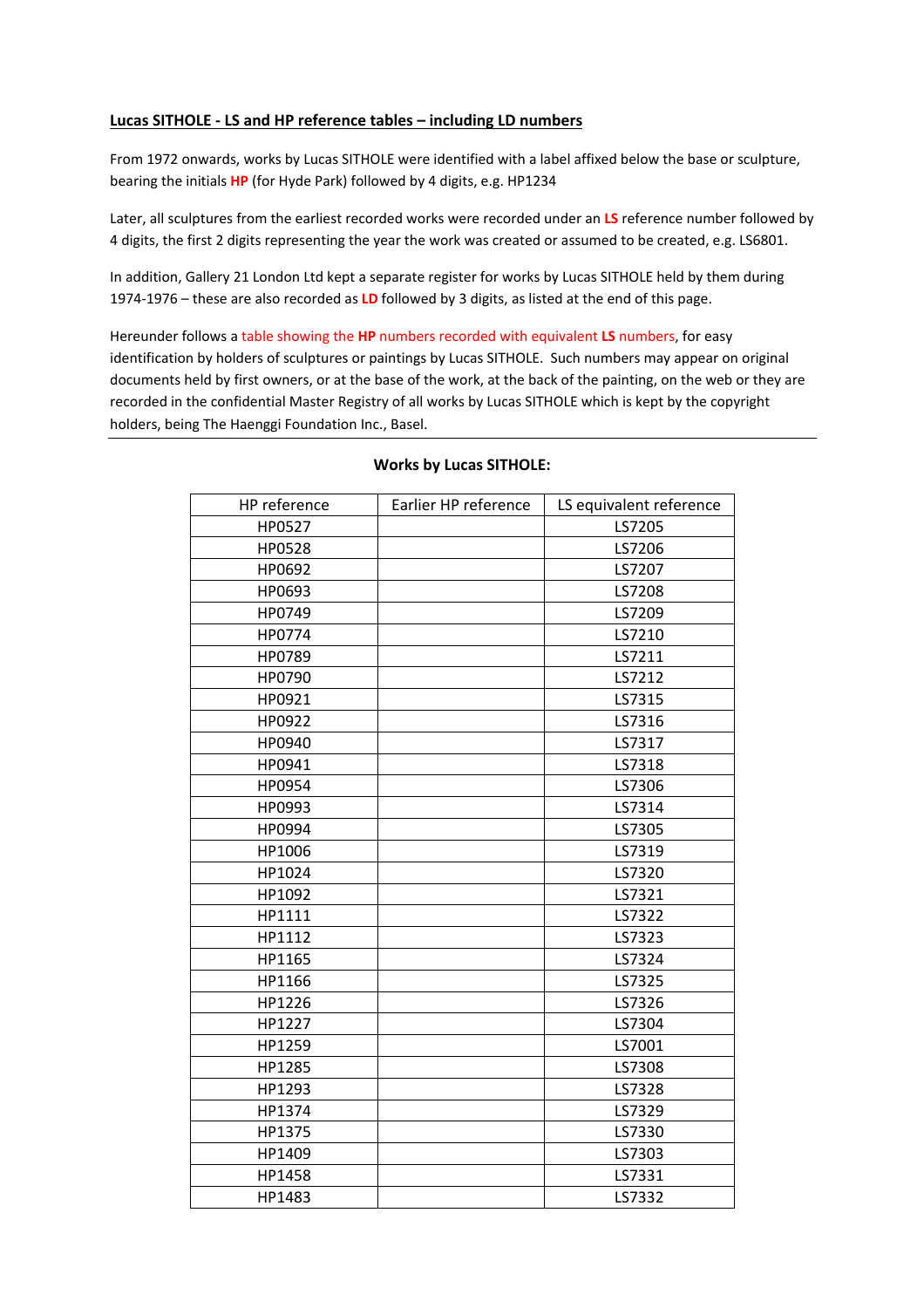**Lucas SITHOLE - LS and HP reference tables – including LD numbers**

From 1972 onwards, works by Lucas SITHOLE were identified with a label affixed below the base or sculpture, bearing the initials **HP** (for Hyde Park) followed by 4 digits, e.g. HP1234

Later, all sculptures from the earliest recorded works were recorded under an **LS** reference number followed by 4 digits, the first 2 digits representing the year the work was created or assumed to be created, e.g. LS6801.

In addition, Gallery 21 London Ltd kept a separate register for works by Lucas SITHOLE held by them during 1974-1976 – these are also recorded as **LD** followed by 3 digits, as listed at the end of this page.

Hereunder follows a table showing the **HP** numbers recorded with equivalent **LS** numbers, for easy identification by holders of sculptures or paintings by Lucas SITHOLE. Such numbers may appear on original documents held by first owners, or at the base of the work, at the back of the painting, on the web or they are recorded in the confidential Master Registry of all works by Lucas SITHOLE which is kept by the copyright holders, being The Haenggi Foundation Inc., Basel.

---

**Works by Lucas SITHOLE:**

| HP reference | Earlier HP reference | LS equivalent reference |
|---|---|---|
| HP0527 | | LS7205 |
| HP0528 | | LS7206 |
| HP0692 | | LS7207 |
| HP0693 | | LS7208 |
| HP0749 | | LS7209 |
| HP0774 | | LS7210 |
| HP0789 | | LS7211 |
| HP0790 | | LS7212 |
| HP0921 | | LS7315 |
| HP0922 | | LS7316 |
| HP0940 | | LS7317 |
| HP0941 | | LS7318 |
| HP0954 | | LS7306 |
| HP0993 | | LS7314 |
| HP0994 | | LS7305 |
| HP1006 | | LS7319 |
| HP1024 | | LS7320 |
| HP1092 | | LS7321 |
| HP1111 | | LS7322 |
| HP1112 | | LS7323 |
| HP1165 | | LS7324 |
| HP1166 | | LS7325 |
| HP1226 | | LS7326 |
| HP1227 | | LS7304 |
| HP1259 | | LS7001 |
| HP1285 | | LS7308 |
| HP1293 | | LS7328 |
| HP1374 | | LS7329 |
| HP1375 | | LS7330 |
| HP1409 | | LS7303 |
| HP1458 | | LS7331 |
| HP1483 | | LS7332 |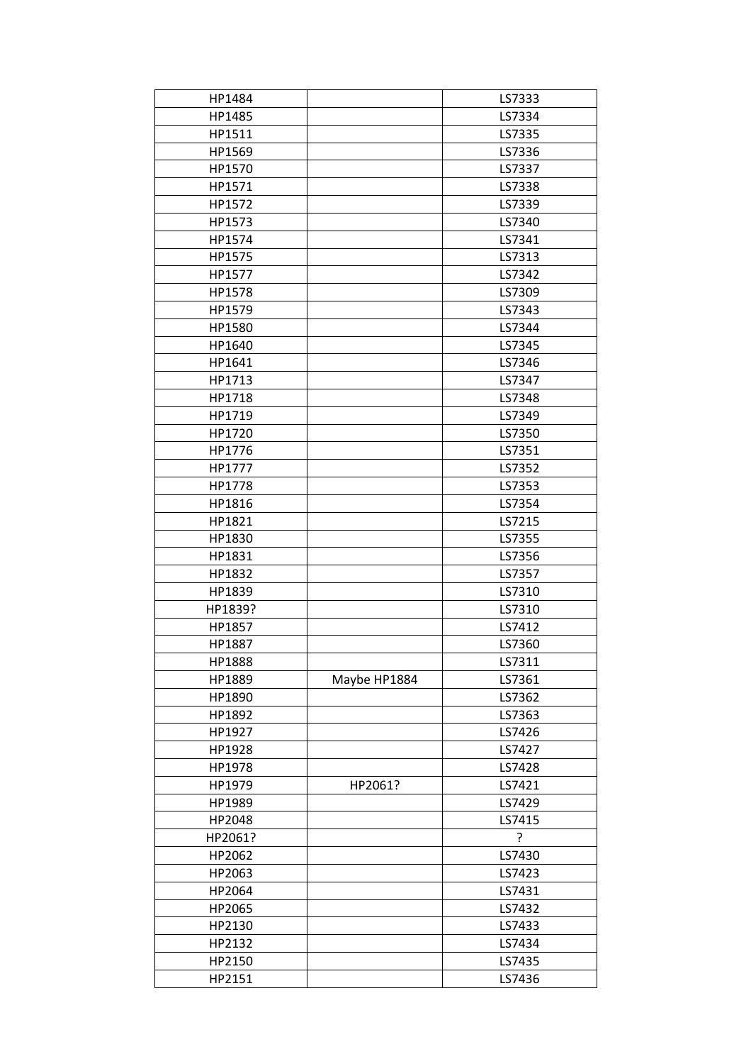| HP1484 | | LS7333 |
|---|---|---|
| HP1485 | | LS7334 |
| HP1511 | | LS7335 |
| HP1569 | | LS7336 |
| HP1570 | | LS7337 |
| HP1571 | | LS7338 |
| HP1572 | | LS7339 |
| HP1573 | | LS7340 |
| HP1574 | | LS7341 |
| HP1575 | | LS7313 |
| HP1577 | | LS7342 |
| HP1578 | | LS7309 |
| HP1579 | | LS7343 |
| HP1580 | | LS7344 |
| HP1640 | | LS7345 |
| HP1641 | | LS7346 |
| HP1713 | | LS7347 |
| HP1718 | | LS7348 |
| HP1719 | | LS7349 |
| HP1720 | | LS7350 |
| HP1776 | | LS7351 |
| HP1777 | | LS7352 |
| HP1778 | | LS7353 |
| HP1816 | | LS7354 |
| HP1821 | | LS7215 |
| HP1830 | | LS7355 |
| HP1831 | | LS7356 |
| HP1832 | | LS7357 |
| HP1839 | | LS7310 |
| HP1839? | | LS7310 |
| HP1857 | | LS7412 |
| HP1887 | | LS7360 |
| HP1888 | | LS7311 |
| HP1889 | Maybe HP1884 | LS7361 |
| HP1890 | | LS7362 |
| HP1892 | | LS7363 |
| HP1927 | | LS7426 |
| HP1928 | | LS7427 |
| HP1978 | | LS7428 |
| HP1979 | HP2061? | LS7421 |
| HP1989 | | LS7429 |
| HP2048 | | LS7415 |
| HP2061? | | ? |
| HP2062 | | LS7430 |
| HP2063 | | LS7423 |
| HP2064 | | LS7431 |
| HP2065 | | LS7432 |
| HP2130 | | LS7433 |
| HP2132 | | LS7434 |
| HP2150 | | LS7435 |
| HP2151 | | LS7436 |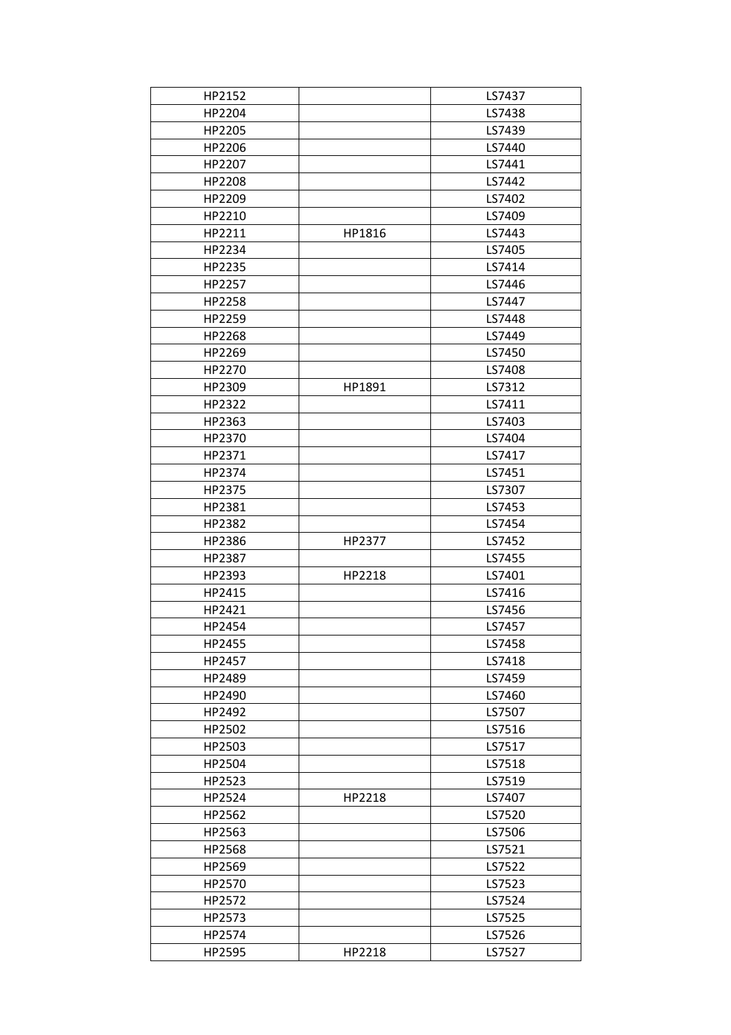| HP2152 | | LS7437 |
|---|---|---|
| HP2204 | | LS7438 |
| HP2205 | | LS7439 |
| HP2206 | | LS7440 |
| HP2207 | | LS7441 |
| HP2208 | | LS7442 |
| HP2209 | | LS7402 |
| HP2210 | | LS7409 |
| HP2211 | HP1816 | LS7443 |
| HP2234 | | LS7405 |
| HP2235 | | LS7414 |
| HP2257 | | LS7446 |
| HP2258 | | LS7447 |
| HP2259 | | LS7448 |
| HP2268 | | LS7449 |
| HP2269 | | LS7450 |
| HP2270 | | LS7408 |
| HP2309 | HP1891 | LS7312 |
| HP2322 | | LS7411 |
| HP2363 | | LS7403 |
| HP2370 | | LS7404 |
| HP2371 | | LS7417 |
| HP2374 | | LS7451 |
| HP2375 | | LS7307 |
| HP2381 | | LS7453 |
| HP2382 | | LS7454 |
| HP2386 | HP2377 | LS7452 |
| HP2387 | | LS7455 |
| HP2393 | HP2218 | LS7401 |
| HP2415 | | LS7416 |
| HP2421 | | LS7456 |
| HP2454 | | LS7457 |
| HP2455 | | LS7458 |
| HP2457 | | LS7418 |
| HP2489 | | LS7459 |
| HP2490 | | LS7460 |
| HP2492 | | LS7507 |
| HP2502 | | LS7516 |
| HP2503 | | LS7517 |
| HP2504 | | LS7518 |
| HP2523 | | LS7519 |
| HP2524 | HP2218 | LS7407 |
| HP2562 | | LS7520 |
| HP2563 | | LS7506 |
| HP2568 | | LS7521 |
| HP2569 | | LS7522 |
| HP2570 | | LS7523 |
| HP2572 | | LS7524 |
| HP2573 | | LS7525 |
| HP2574 | | LS7526 |
| HP2595 | HP2218 | LS7527 |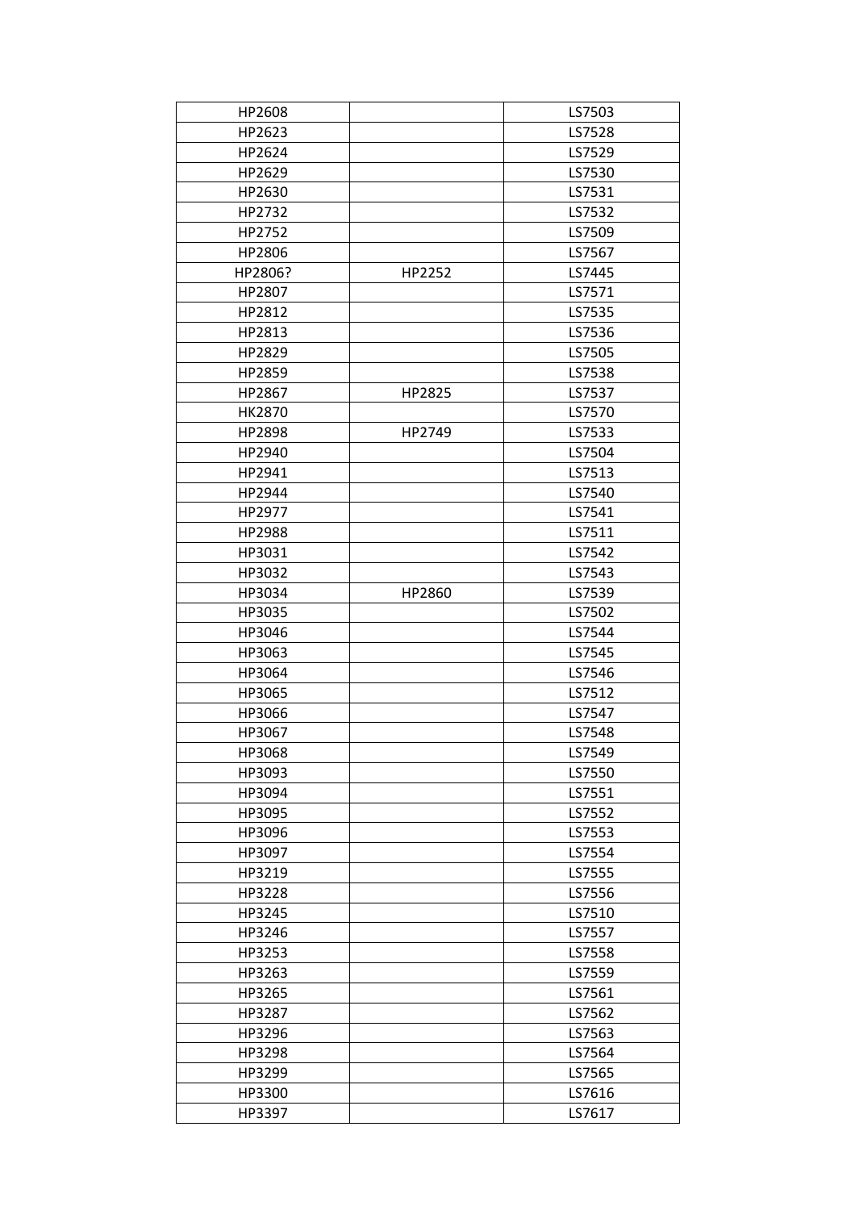| HP2608 | | LS7503 |
|---|---|---|
| HP2623 | | LS7528 |
| HP2624 | | LS7529 |
| HP2629 | | LS7530 |
| HP2630 | | LS7531 |
| HP2732 | | LS7532 |
| HP2752 | | LS7509 |
| HP2806 | | LS7567 |
| HP2806? | HP2252 | LS7445 |
| HP2807 | | LS7571 |
| HP2812 | | LS7535 |
| HP2813 | | LS7536 |
| HP2829 | | LS7505 |
| HP2859 | | LS7538 |
| HP2867 | HP2825 | LS7537 |
| HK2870 | | LS7570 |
| HP2898 | HP2749 | LS7533 |
| HP2940 | | LS7504 |
| HP2941 | | LS7513 |
| HP2944 | | LS7540 |
| HP2977 | | LS7541 |
| HP2988 | | LS7511 |
| HP3031 | | LS7542 |
| HP3032 | | LS7543 |
| HP3034 | HP2860 | LS7539 |
| HP3035 | | LS7502 |
| HP3046 | | LS7544 |
| HP3063 | | LS7545 |
| HP3064 | | LS7546 |
| HP3065 | | LS7512 |
| HP3066 | | LS7547 |
| HP3067 | | LS7548 |
| HP3068 | | LS7549 |
| HP3093 | | LS7550 |
| HP3094 | | LS7551 |
| HP3095 | | LS7552 |
| HP3096 | | LS7553 |
| HP3097 | | LS7554 |
| HP3219 | | LS7555 |
| HP3228 | | LS7556 |
| HP3245 | | LS7510 |
| HP3246 | | LS7557 |
| HP3253 | | LS7558 |
| HP3263 | | LS7559 |
| HP3265 | | LS7561 |
| HP3287 | | LS7562 |
| HP3296 | | LS7563 |
| HP3298 | | LS7564 |
| HP3299 | | LS7565 |
| HP3300 | | LS7616 |
| HP3397 | | LS7617 |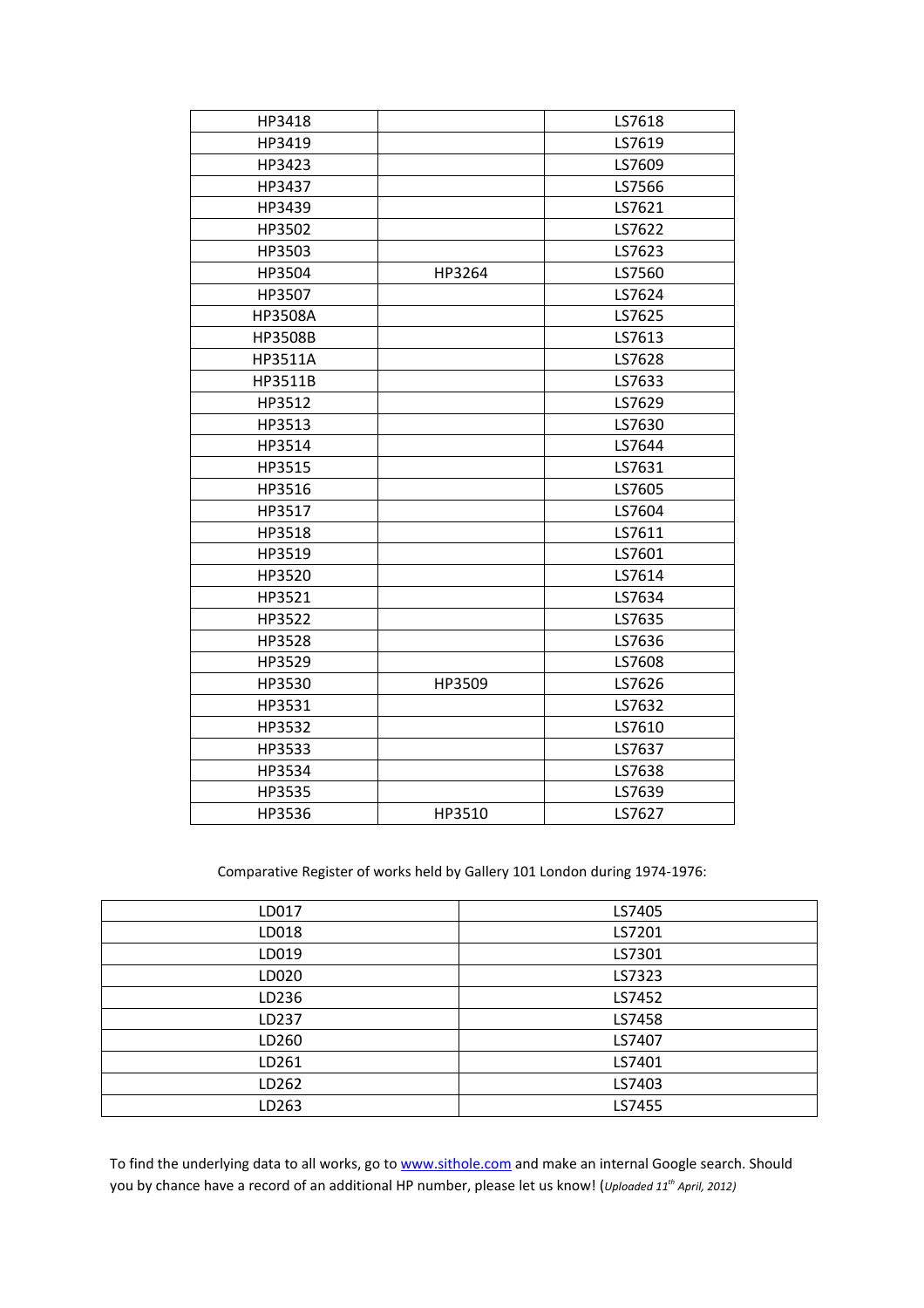| | | |
|---|---|---|
| HP3418 | | LS7618 |
| HP3419 | | LS7619 |
| HP3423 | | LS7609 |
| HP3437 | | LS7566 |
| HP3439 | | LS7621 |
| HP3502 | | LS7622 |
| HP3503 | | LS7623 |
| HP3504 | HP3264 | LS7560 |
| HP3507 | | LS7624 |
| HP3508A | | LS7625 |
| HP3508B | | LS7613 |
| HP3511A | | LS7628 |
| HP3511B | | LS7633 |
| HP3512 | | LS7629 |
| HP3513 | | LS7630 |
| HP3514 | | LS7644 |
| HP3515 | | LS7631 |
| HP3516 | | LS7605 |
| HP3517 | | LS7604 |
| HP3518 | | LS7611 |
| HP3519 | | LS7601 |
| HP3520 | | LS7614 |
| HP3521 | | LS7634 |
| HP3522 | | LS7635 |
| HP3528 | | LS7636 |
| HP3529 | | LS7608 |
| HP3530 | HP3509 | LS7626 |
| HP3531 | | LS7632 |
| HP3532 | | LS7610 |
| HP3533 | | LS7637 |
| HP3534 | | LS7638 |
| HP3535 | | LS7639 |
| HP3536 | HP3510 | LS7627 |

Comparative Register of works held by Gallery 101 London during 1974-1976:

| | |
|---|---|
| LD017 | LS7405 |
| LD018 | LS7201 |
| LD019 | LS7301 |
| LD020 | LS7323 |
| LD236 | LS7452 |
| LD237 | LS7458 |
| LD260 | LS7407 |
| LD261 | LS7401 |
| LD262 | LS7403 |
| LD263 | LS7455 |

To find the underlying data to all works, go to www.sithole.com and make an internal Google search. Should you by chance have a record of an additional HP number, please let us know! (*Uploaded 11th April, 2012*)